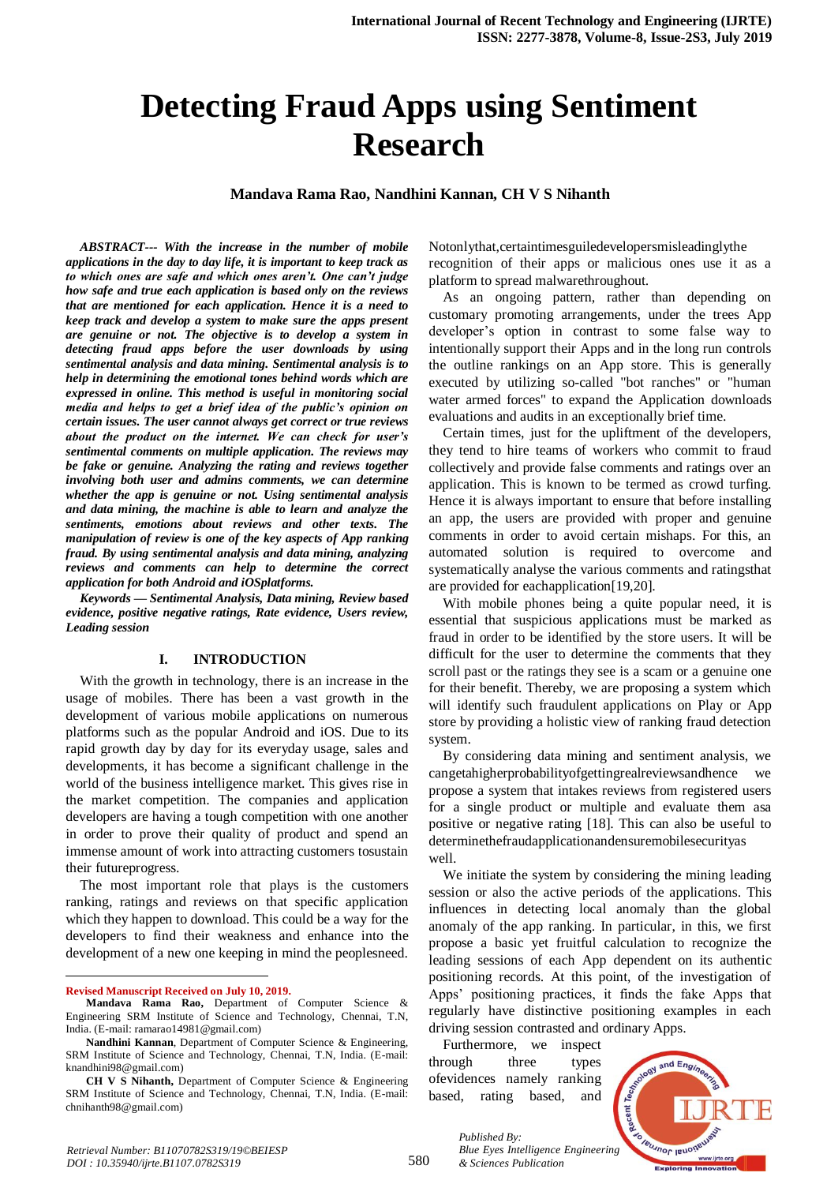# Detecting Fraud Apps using Sentiment Research

**Mandava Rama Rao, Nandhini Kannan, CH V S Nihanth**

***ABSTRACT--- With the increase in the number of mobile applications in the day to day life, it is important to keep track as to which ones are safe and which ones aren't. One can't judge how safe and true each application is based only on the reviews that are mentioned for each application. Hence it is a need to keep track and develop a system to make sure the apps present are genuine or not. The objective is to develop a system in detecting fraud apps before the user downloads by using sentimental analysis and data mining. Sentimental analysis is to help in determining the emotional tones behind words which are expressed in online. This method is useful in monitoring social media and helps to get a brief idea of the public's opinion on certain issues. The user cannot always get correct or true reviews about the product on the internet. We can check for user's sentimental comments on multiple application. The reviews may be fake or genuine. Analyzing the rating and reviews together involving both user and admins comments, we can determine whether the app is genuine or not. Using sentimental analysis and data mining, the machine is able to learn and analyze the sentiments, emotions about reviews and other texts. The manipulation of review is one of the key aspects of App ranking fraud. By using sentimental analysis and data mining, analyzing reviews and comments can help to determine the correct application for both Android and iOSplatforms.***

***Keywords — Sentimental Analysis, Data mining, Review based evidence, positive negative ratings, Rate evidence, Users review, Leading session***

## I. INTRODUCTION

With the growth in technology, there is an increase in the usage of mobiles. There has been a vast growth in the development of various mobile applications on numerous platforms such as the popular Android and iOS. Due to its rapid growth day by day for its everyday usage, sales and developments, it has become a significant challenge in the world of the business intelligence market. This gives rise in the market competition. The companies and application developers are having a tough competition with one another in order to prove their quality of product and spend an immense amount of work into attracting customers tosustain their futureprogress.

The most important role that plays is the customers ranking, ratings and reviews on that specific application which they happen to download. This could be a way for the developers to find their weakness and enhance into the development of a new one keeping in mind the peoplesneed.

Notonlythat,certaintimesguiledevelopersmisleadinglythe recognition of their apps or malicious ones use it as a platform to spread malwarethroughout.

As an ongoing pattern, rather than depending on customary promoting arrangements, under the trees App developer's option in contrast to some false way to intentionally support their Apps and in the long run controls the outline rankings on an App store. This is generally executed by utilizing so-called "bot ranches" or "human water armed forces" to expand the Application downloads evaluations and audits in an exceptionally brief time.

Certain times, just for the upliftment of the developers, they tend to hire teams of workers who commit to fraud collectively and provide false comments and ratings over an application. This is known to be termed as crowd turfing. Hence it is always important to ensure that before installing an app, the users are provided with proper and genuine comments in order to avoid certain mishaps. For this, an automated solution is required to overcome and systematically analyse the various comments and ratingsthat are provided for eachapplication[19,20].

With mobile phones being a quite popular need, it is essential that suspicious applications must be marked as fraud in order to be identified by the store users. It will be difficult for the user to determine the comments that they scroll past or the ratings they see is a scam or a genuine one for their benefit. Thereby, we are proposing a system which will identify such fraudulent applications on Play or App store by providing a holistic view of ranking fraud detection system.

By considering data mining and sentiment analysis, we cangetahigherprobabilityofgettingrealreviewsandhence we propose a system that intakes reviews from registered users for a single product or multiple and evaluate them asa positive or negative rating [18]. This can also be useful to determinethefraudapplicationandensuremobilesecurityas well.

We initiate the system by considering the mining leading session or also the active periods of the applications. This influences in detecting local anomaly than the global anomaly of the app ranking. In particular, in this, we first propose a basic yet fruitful calculation to recognize the leading sessions of each App dependent on its authentic positioning records. At this point, of the investigation of Apps' positioning practices, it finds the fake Apps that regularly have distinctive positioning examples in each driving session contrasted and ordinary Apps.

Furthermore, we inspect through three types ofevidences namely ranking based, rating based, and

---

**Revised Manuscript Received on July 10, 2019.**

**Mandava Rama Rao,** Department of Computer Science & Engineering SRM Institute of Science and Technology, Chennai, T.N, India. (E-mail: ramarao14981@gmail.com)

**Nandhini Kannan**, Department of Computer Science & Engineering, SRM Institute of Science and Technology, Chennai, T.N, India. (E-mail: knandhini98@gmail.com)

**CH V S Nihanth,** Department of Computer Science & Engineering SRM Institute of Science and Technology, Chennai, T.N, India. (E-mail: chnihanth98@gmail.com)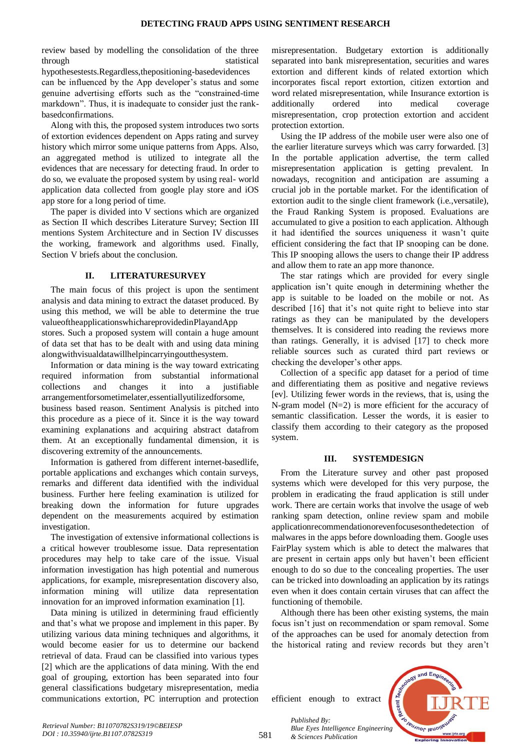review based by modelling the consolidation of the three through statistical hypothesestests.Regardless,thepositioning-basedevidences can be influenced by the App developer's status and some genuine advertising efforts such as the "constrained-time markdown". Thus, it is inadequate to consider just the rank-basedconfirmations.

Along with this, the proposed system introduces two sorts of extortion evidences dependent on Apps rating and survey history which mirror some unique patterns from Apps. Also, an aggregated method is utilized to integrate all the evidences that are necessary for detecting fraud. In order to do so, we evaluate the proposed system by using real- world application data collected from google play store and iOS app store for a long period of time.

The paper is divided into V sections which are organized as Section II which describes Literature Survey; Section III mentions System Architecture and in Section IV discusses the working, framework and algorithms used. Finally, Section V briefs about the conclusion.

## II. LITERATURESURVEY

The main focus of this project is upon the sentiment analysis and data mining to extract the dataset produced. By using this method, we will be able to determine the true valueoftheapplicationswhichareprovidedinPlayandApp stores. Such a proposed system will contain a huge amount of data set that has to be dealt with and using data mining alongwithvisualdatawillhelpincarryingoutthesystem.

Information or data mining is the way toward extricating required information from substantial informational collections and changes it into a justifiable arrangementforsometimelater,essentiallyutilizedforsome, business based reason. Sentiment Analysis is pitched into this procedure as a piece of it. Since it is the way toward examining explanations and acquiring abstract datafrom them. At an exceptionally fundamental dimension, it is discovering extremity of the announcements.

Information is gathered from different internet-basedlife, portable applications and exchanges which contain surveys, remarks and different data identified with the individual business. Further here feeling examination is utilized for breaking down the information for future upgrades dependent on the measurements acquired by estimation investigation.

The investigation of extensive informational collections is a critical however troublesome issue. Data representation procedures may help to take care of the issue. Visual information investigation has high potential and numerous applications, for example, misrepresentation discovery also, information mining will utilize data representation innovation for an improved information examination [1].

Data mining is utilized in determining fraud efficiently and that's what we propose and implement in this paper. By utilizing various data mining techniques and algorithms, it would become easier for us to determine our backend retrieval of data. Fraud can be classified into various types [2] which are the applications of data mining. With the end goal of grouping, extortion has been separated into four general classifications budgetary misrepresentation, media communications extortion, PC interruption and protection misrepresentation. Budgetary extortion is additionally separated into bank misrepresentation, securities and wares extortion and different kinds of related extortion which incorporates fiscal report extortion, citizen extortion and word related misrepresentation, while Insurance extortion is additionally ordered into medical coverage misrepresentation, crop protection extortion and accident protection extortion.

Using the IP address of the mobile user were also one of the earlier literature surveys which was carry forwarded. [3] In the portable application advertise, the term called misrepresentation application is getting prevalent. In nowadays, recognition and anticipation are assuming a crucial job in the portable market. For the identification of extortion audit to the single client framework (i.e.,versatile), the Fraud Ranking System is proposed. Evaluations are accumulated to give a position to each application. Although it had identified the sources uniqueness it wasn't quite efficient considering the fact that IP snooping can be done. This IP snooping allows the users to change their IP address and allow them to rate an app more thanonce.

The star ratings which are provided for every single application isn't quite enough in determining whether the app is suitable to be loaded on the mobile or not. As described [16] that it's not quite right to believe into star ratings as they can be manipulated by the developers themselves. It is considered into reading the reviews more than ratings. Generally, it is advised [17] to check more reliable sources such as curated third part reviews or checking the developer's other apps.

Collection of a specific app dataset for a period of time and differentiating them as positive and negative reviews [ev]. Utilizing fewer words in the reviews, that is, using the N-gram model (N=2) is more efficient for the accuracy of semantic classification. Lesser the words, it is easier to classify them according to their category as the proposed system.

## III. SYSTEMDESIGN

From the Literature survey and other past proposed systems which were developed for this very purpose, the problem in eradicating the fraud application is still under work. There are certain works that involve the usage of web ranking spam detection, online review spam and mobile applicationrecommendationorevenfocusesonthedetection of malwares in the apps before downloading them. Google uses FairPlay system which is able to detect the malwares that are present in certain apps only but haven't been efficient enough to do so due to the concealing properties. The user can be tricked into downloading an application by its ratings even when it does contain certain viruses that can affect the functioning of themobile.

Although there has been other existing systems, the main focus isn't just on recommendation or spam removal. Some of the approaches can be used for anomaly detection from the historical rating and review records but they aren't efficient enough to extract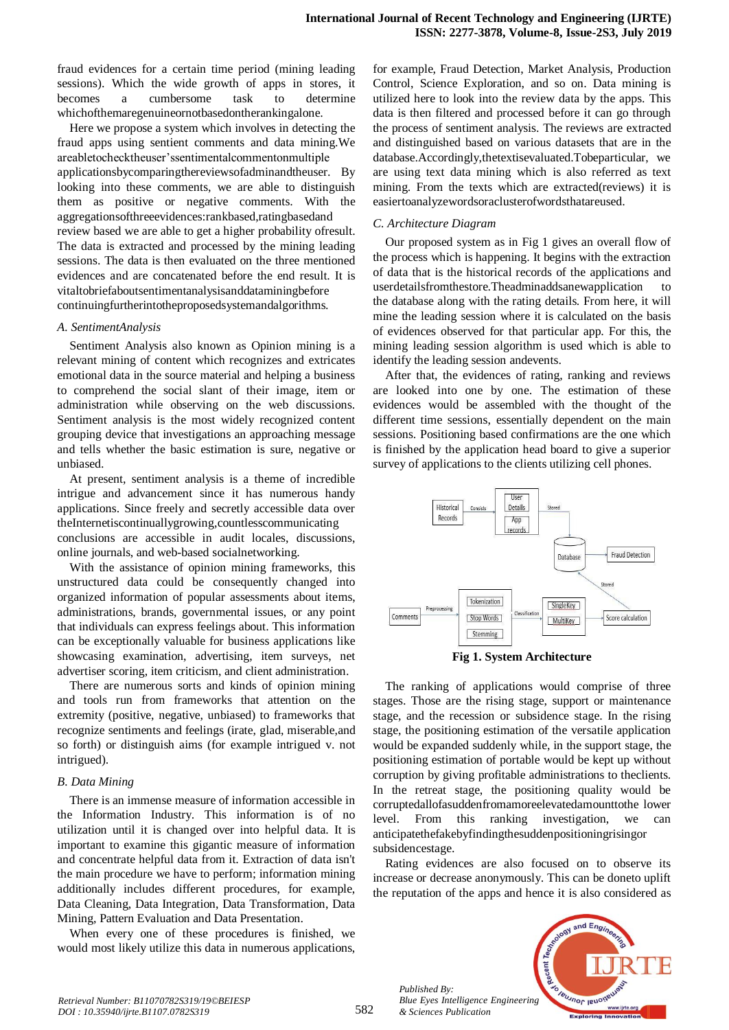fraud evidences for a certain time period (mining leading sessions). Which the wide growth of apps in stores, it becomes a cumbersome task to determine whichofthemaregenuineornotbasedontherankingalone.

Here we propose a system which involves in detecting the fraud apps using sentient comments and data mining.We areabletochecktheuser'ssentimentalcommentonmultiple applicationsbycomparingthereviewsofadminandtheuser. By looking into these comments, we are able to distinguish them as positive or negative comments. With the aggregationsofthreeevidences:rankbased,ratingbasedand review based we are able to get a higher probability ofresult. The data is extracted and processed by the mining leading sessions. The data is then evaluated on the three mentioned evidences and are concatenated before the end result. It is vitaltobriefaboutsentimentanalysisanddataminingbefore continuingfurtherintotheproposedsystemandalgorithms.

### A. SentimentAnalysis

Sentiment Analysis also known as Opinion mining is a relevant mining of content which recognizes and extricates emotional data in the source material and helping a business to comprehend the social slant of their image, item or administration while observing on the web discussions. Sentiment analysis is the most widely recognized content grouping device that investigations an approaching message and tells whether the basic estimation is sure, negative or unbiased.

At present, sentiment analysis is a theme of incredible intrigue and advancement since it has numerous handy applications. Since freely and secretly accessible data over theInternetiscontinuallygrowing,countlesscommunicating conclusions are accessible in audit locales, discussions, online journals, and web-based socialnetworking.

With the assistance of opinion mining frameworks, this unstructured data could be consequently changed into organized information of popular assessments about items, administrations, brands, governmental issues, or any point that individuals can express feelings about. This information can be exceptionally valuable for business applications like showcasing examination, advertising, item surveys, net advertiser scoring, item criticism, and client administration.

There are numerous sorts and kinds of opinion mining and tools run from frameworks that attention on the extremity (positive, negative, unbiased) to frameworks that recognize sentiments and feelings (irate, glad, miserable,and so forth) or distinguish aims (for example intrigued v. not intrigued).

### B. Data Mining

There is an immense measure of information accessible in the Information Industry. This information is of no utilization until it is changed over into helpful data. It is important to examine this gigantic measure of information and concentrate helpful data from it. Extraction of data isn't the main procedure we have to perform; information mining additionally includes different procedures, for example, Data Cleaning, Data Integration, Data Transformation, Data Mining, Pattern Evaluation and Data Presentation.

When every one of these procedures is finished, we would most likely utilize this data in numerous applications, for example, Fraud Detection, Market Analysis, Production Control, Science Exploration, and so on. Data mining is utilized here to look into the review data by the apps. This data is then filtered and processed before it can go through the process of sentiment analysis. The reviews are extracted and distinguished based on various datasets that are in the database.Accordingly,thetextisevaluated.Tobeparticular, we are using text data mining which is also referred as text mining. From the texts which are extracted(reviews) it is easiertoanalyzewordsoraclusterofwordsthatareused.

### C. Architecture Diagram

Our proposed system as in Fig 1 gives an overall flow of the process which is happening. It begins with the extraction of data that is the historical records of the applications and userdetailsfromthestore.Theadminaddsanewapplication to the database along with the rating details. From here, it will mine the leading session where it is calculated on the basis of evidences observed for that particular app. For this, the mining leading session algorithm is used which is able to identify the leading session andevents.

After that, the evidences of rating, ranking and reviews are looked into one by one. The estimation of these evidences would be assembled with the thought of the different time sessions, essentially dependent on the main sessions. Positioning based confirmations are the one which is finished by the application head board to give a superior survey of applications to the clients utilizing cell phones.

**Fig 1. System Architecture**

The ranking of applications would comprise of three stages. Those are the rising stage, support or maintenance stage, and the recession or subsidence stage. In the rising stage, the positioning estimation of the versatile application would be expanded suddenly while, in the support stage, the positioning estimation of portable would be kept up without corruption by giving profitable administrations to theclients. In the retreat stage, the positioning quality would be corruptedallofasuddenfromamoreelevatedamounttothe lower level. From this ranking investigation, we can anticipatethefakebyfindingthesuddenpositioningrisingor subsidencestage.

Rating evidences are also focused on to observe its increase or decrease anonymously. This can be doneto uplift the reputation of the apps and hence it is also considered as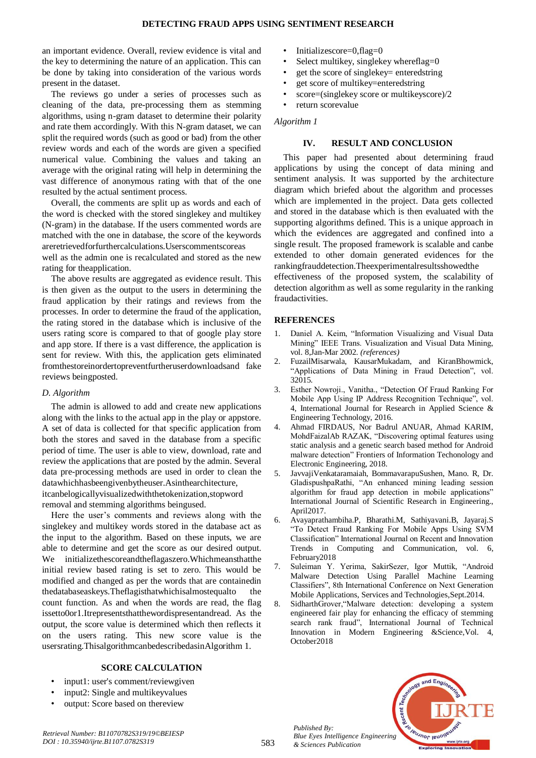an important evidence. Overall, review evidence is vital and the key to determining the nature of an application. This can be done by taking into consideration of the various words present in the dataset.

The reviews go under a series of processes such as cleaning of the data, pre-processing them as stemming algorithms, using n-gram dataset to determine their polarity and rate them accordingly. With this N-gram dataset, we can split the required words (such as good or bad) from the other review words and each of the words are given a specified numerical value. Combining the values and taking an average with the original rating will help in determining the vast difference of anonymous rating with that of the one resulted by the actual sentiment process.

Overall, the comments are split up as words and each of the word is checked with the stored singlekey and multikey (N-gram) in the database. If the users commented words are matched with the one in database, the score of the keywords areretrievedforfurthercalculations.Userscommentscoreas well as the admin one is recalculated and stored as the new rating for theapplication.

The above results are aggregated as evidence result. This is then given as the output to the users in determining the fraud application by their ratings and reviews from the processes. In order to determine the fraud of the application, the rating stored in the database which is inclusive of the users rating score is compared to that of google play store and app store. If there is a vast difference, the application is sent for review. With this, the application gets eliminated fromthestoreinordertopreventfurtheruserdownloadsand fake reviews beingposted.

### D. Algorithm

The admin is allowed to add and create new applications along with the links to the actual app in the play or appstore. A set of data is collected for that specific application from both the stores and saved in the database from a specific period of time. The user is able to view, download, rate and review the applications that are posted by the admin. Several data pre-processing methods are used in order to clean the datawhichhasbeengivenbytheuser.Asinthearchitecture, itcanbelogicallyvisualizedwiththetokenization,stopword removal and stemming algorithms beingused.

Here the user's comments and reviews along with the singlekey and multikey words stored in the database act as the input to the algorithm. Based on these inputs, we are able to determine and get the score as our desired output. We initializethescoreandtheflagaszero.Whichmeansthatthe initial review based rating is set to zero. This would be modified and changed as per the words that are containedin thedatabaseaskeys.Theflagisthatwhichisalmostequalto the count function. As and when the words are read, the flag issetto0or1.Itrepresentsthatthewordispresentandread. As the output, the score value is determined which then reflects it on the users rating. This new score value is the usersrating.ThisalgorithmcanbedescribedasinAlgorithm 1.

**SCORE CALCULATION**

- input1: user's comment/reviewgiven
- input2: Single and multikeyvalues
- output: Score based on thereview
- Initializescore=0,flag=0
- Select multikey, singlekey whereflag=0
- get the score of singlekey= enteredstring
- get score of multikey=enteredstring
- score=(singlekey score or multikeyscore)/2
- return scorevalue

*Algorithm 1*

## IV. RESULT AND CONCLUSION

This paper had presented about determining fraud applications by using the concept of data mining and sentiment analysis. It was supported by the architecture diagram which briefed about the algorithm and processes which are implemented in the project. Data gets collected and stored in the database which is then evaluated with the supporting algorithms defined. This is a unique approach in which the evidences are aggregated and confined into a single result. The proposed framework is scalable and canbe extended to other domain generated evidences for the rankingfrauddetection.Theexperimentalresultsshowedthe effectiveness of the proposed system, the scalability of detection algorithm as well as some regularity in the ranking fraudactivities.

## REFERENCES

1. Daniel A. Keim, "Information Visualizing and Visual Data Mining" IEEE Trans. Visualization and Visual Data Mining, vol. 8,Jan-Mar 2002. *(references)*
2. FuzailMisarwala, KausarMukadam, and KiranBhowmick, "Applications of Data Mining in Fraud Detection", vol. 32015.
3. Esther Nowroji., Vanitha., "Detection Of Fraud Ranking For Mobile App Using IP Address Recognition Technique", vol. 4, International Journal for Research in Applied Science & Engineering Technology, 2016.
4. Ahmad FIRDAUS, Nor Badrul ANUAR, Ahmad KARIM, MohdFaizalAb RAZAK, "Discovering optimal features using static analysis and a genetic search based method for Android malware detection" Frontiers of Information Techonology and Electronic Engineering, 2018.
5. JavvajiVenkataramaiah, BommavarapuSushen, Mano. R, Dr. GladispushpaRathi, "An enhanced mining leading session algorithm for fraud app detection in mobile applications" International Journal of Scientific Research in Engineering., April2017.
6. Avayaprathambiha.P, Bharathi.M, Sathiyavani.B, Jayaraj.S "To Detect Fraud Ranking For Mobile Apps Using SVM Classification" International Journal on Recent and Innovation Trends in Computing and Communication, vol. 6, February2018
7. Suleiman Y. Yerima, SakirSezer, Igor Muttik, "Android Malware Detection Using Parallel Machine Learning Classifiers", 8th International Conference on Next Generation Mobile Applications, Services and Technologies,Sept.2014.
8. SidharthGrover,"Malware detection: developing a system engineered fair play for enhancing the efficacy of stemming search rank fraud", International Journal of Technical Innovation in Modern Engineering &Science,Vol. 4, October2018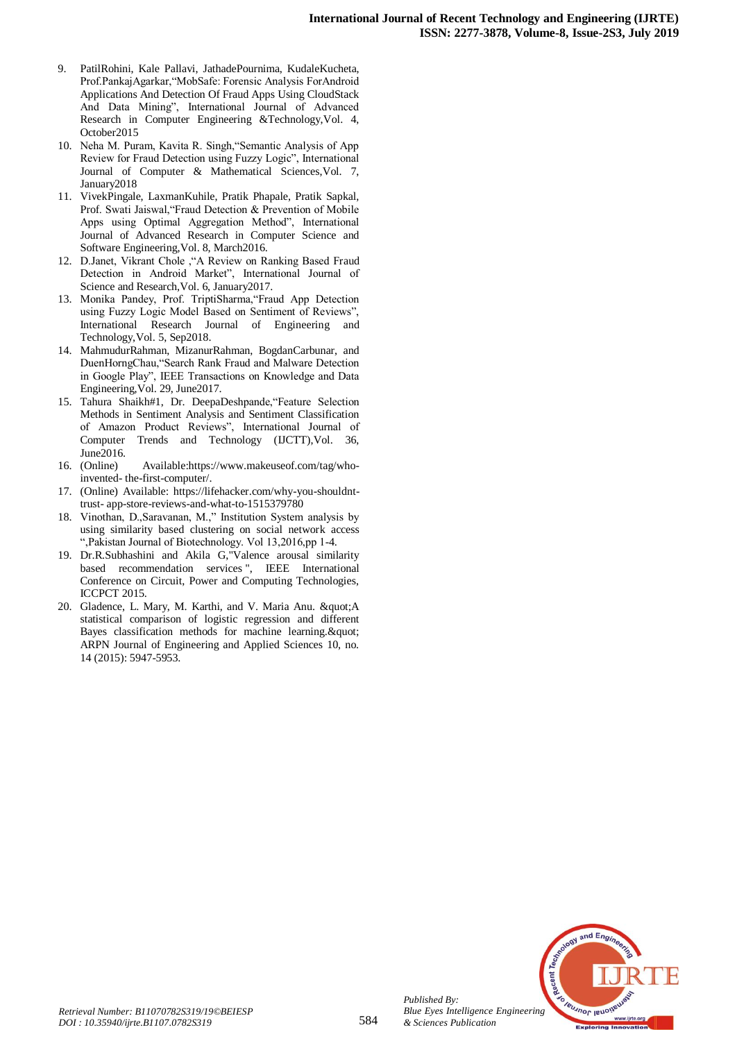9. PatilRohini, Kale Pallavi, JathadePournima, KudaleKucheta, Prof.PankajAgarkar,"MobSafe: Forensic Analysis ForAndroid Applications And Detection Of Fraud Apps Using CloudStack And Data Mining", International Journal of Advanced Research in Computer Engineering &Technology,Vol. 4, October2015
10. Neha M. Puram, Kavita R. Singh,"Semantic Analysis of App Review for Fraud Detection using Fuzzy Logic", International Journal of Computer & Mathematical Sciences,Vol. 7, January2018
11. VivekPingale, LaxmanKuhile, Pratik Phapale, Pratik Sapkal, Prof. Swati Jaiswal,"Fraud Detection & Prevention of Mobile Apps using Optimal Aggregation Method", International Journal of Advanced Research in Computer Science and Software Engineering,Vol. 8, March2016.
12. D.Janet, Vikrant Chole ,"A Review on Ranking Based Fraud Detection in Android Market", International Journal of Science and Research,Vol. 6, January2017.
13. Monika Pandey, Prof. TriptiSharma,"Fraud App Detection using Fuzzy Logic Model Based on Sentiment of Reviews", International Research Journal of Engineering and Technology,Vol. 5, Sep2018.
14. MahmudurRahman, MizanurRahman, BogdanCarbunar, and DuenHorngChau,"Search Rank Fraud and Malware Detection in Google Play", IEEE Transactions on Knowledge and Data Engineering,Vol. 29, June2017.
15. Tahura Shaikh#1, Dr. DeepaDeshpande,"Feature Selection Methods in Sentiment Analysis and Sentiment Classification of Amazon Product Reviews", International Journal of Computer Trends and Technology (IJCTT),Vol. 36, June2016.
16. (Online) Available:https://www.makeuseof.com/tag/who-invented- the-first-computer/.
17. (Online) Available: https://lifehacker.com/why-you-shouldnt-trust- app-store-reviews-and-what-to-1515379780
18. Vinothan, D.,Saravanan, M.," Institution System analysis by using similarity based clustering on social network access ",Pakistan Journal of Biotechnology. Vol 13,2016,pp 1-4.
19. Dr.R.Subhashini and Akila G,"Valence arousal similarity based recommendation services ", IEEE International Conference on Circuit, Power and Computing Technologies, ICCPCT 2015.
20. Gladence, L. Mary, M. Karthi, and V. Maria Anu. &quot;A statistical comparison of logistic regression and different Bayes classification methods for machine learning.&quot; ARPN Journal of Engineering and Applied Sciences 10, no. 14 (2015): 5947-5953.